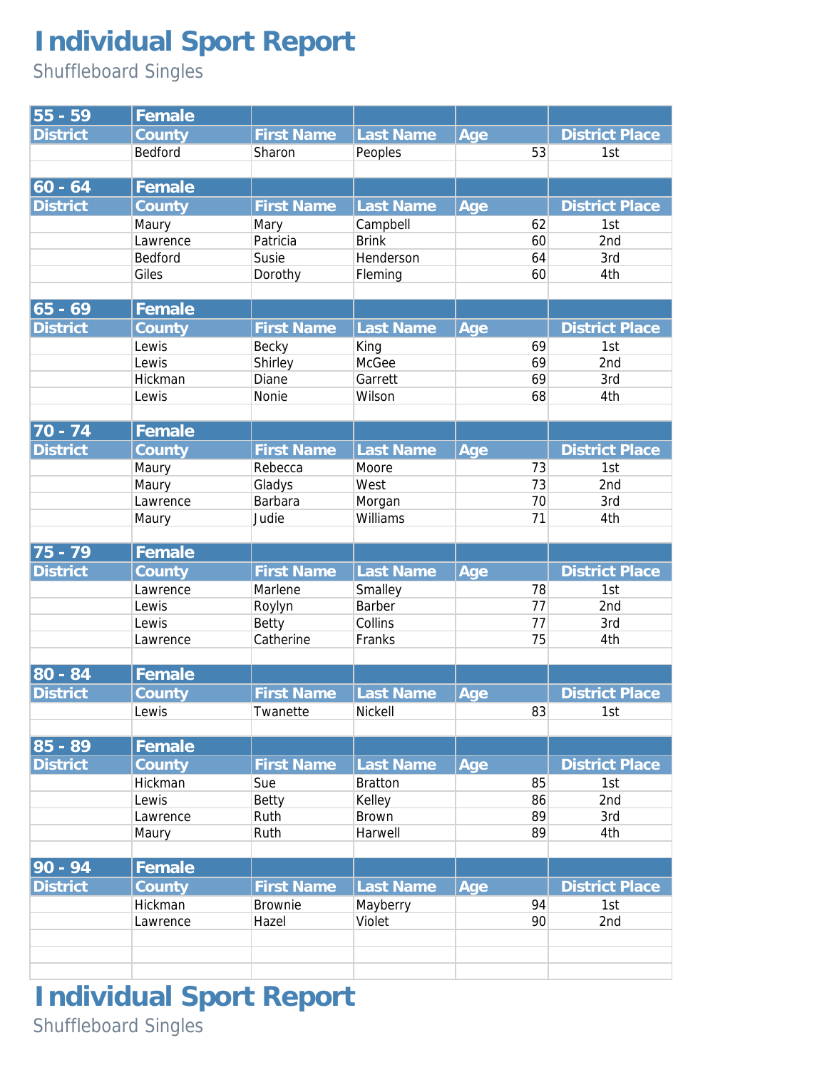# Individual Sport Report

Shuffleboard Singles

| 55 - 59 | Female | | | | |
|---|---|---|---|---|---|
| District | County | First Name | Last Name | Age | District Place |
| | Bedford | Sharon | Peoples | 53 | 1st |

| 60 - 64 | Female | | | | |
|---|---|---|---|---|---|
| District | County | First Name | Last Name | Age | District Place |
| | Maury | Mary | Campbell | 62 | 1st |
| | Lawrence | Patricia | Brink | 60 | 2nd |
| | Bedford | Susie | Henderson | 64 | 3rd |
| | Giles | Dorothy | Fleming | 60 | 4th |

| 65 - 69 | Female | | | | |
|---|---|---|---|---|---|
| District | County | First Name | Last Name | Age | District Place |
| | Lewis | Becky | King | 69 | 1st |
| | Lewis | Shirley | McGee | 69 | 2nd |
| | Hickman | Diane | Garrett | 69 | 3rd |
| | Lewis | Nonie | Wilson | 68 | 4th |

| 70 - 74 | Female | | | | |
|---|---|---|---|---|---|
| District | County | First Name | Last Name | Age | District Place |
| | Maury | Rebecca | Moore | 73 | 1st |
| | Maury | Gladys | West | 73 | 2nd |
| | Lawrence | Barbara | Morgan | 70 | 3rd |
| | Maury | Judie | Williams | 71 | 4th |

| 75 - 79 | Female | | | | |
|---|---|---|---|---|---|
| District | County | First Name | Last Name | Age | District Place |
| | Lawrence | Marlene | Smalley | 78 | 1st |
| | Lewis | Roylyn | Barber | 77 | 2nd |
| | Lewis | Betty | Collins | 77 | 3rd |
| | Lawrence | Catherine | Franks | 75 | 4th |

| 80 - 84 | Female | | | | |
|---|---|---|---|---|---|
| District | County | First Name | Last Name | Age | District Place |
| | Lewis | Twanette | Nickell | 83 | 1st |

| 85 - 89 | Female | | | | |
|---|---|---|---|---|---|
| District | County | First Name | Last Name | Age | District Place |
| | Hickman | Sue | Bratton | 85 | 1st |
| | Lewis | Betty | Kelley | 86 | 2nd |
| | Lawrence | Ruth | Brown | 89 | 3rd |
| | Maury | Ruth | Harwell | 89 | 4th |

| 90 - 94 | Female | | | | |
|---|---|---|---|---|---|
| District | County | First Name | Last Name | Age | District Place |
| | Hickman | Brownie | Mayberry | 94 | 1st |
| | Lawrence | Hazel | Violet | 90 | 2nd |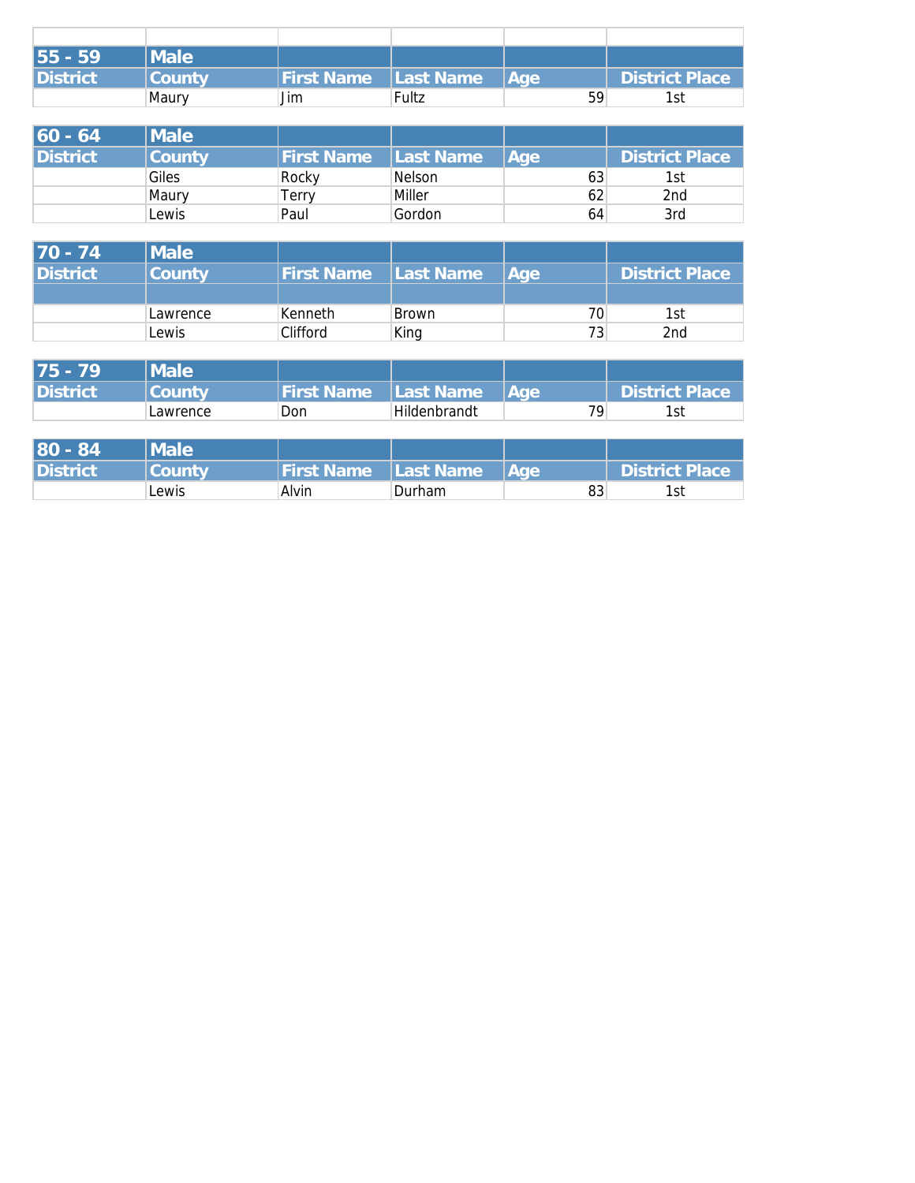| 55 - 59 | Male | | | | |
|---|---|---|---|---|---|
| District | County | First Name | Last Name | Age | District Place |
| | Maury | Jim | Fultz | 59 | 1st |

| 60 - 64 | Male | | | | |
|---|---|---|---|---|---|
| District | County | First Name | Last Name | Age | District Place |
| | Giles | Rocky | Nelson | 63 | 1st |
| | Maury | Terry | Miller | 62 | 2nd |
| | Lewis | Paul | Gordon | 64 | 3rd |

| 70 - 74 | Male | | | | |
|---|---|---|---|---|---|
| District | County | First Name | Last Name | Age | District Place |
| | | | | | |
| | Lawrence | Kenneth | Brown | 70 | 1st |
| | Lewis | Clifford | King | 73 | 2nd |

| 75 - 79 | Male | | | | |
|---|---|---|---|---|---|
| District | County | First Name | Last Name | Age | District Place |
| | Lawrence | Don | Hildenbrandt | 79 | 1st |

| 80 - 84 | Male | | | | |
|---|---|---|---|---|---|
| District | County | First Name | Last Name | Age | District Place |
| | Lewis | Alvin | Durham | 83 | 1st |